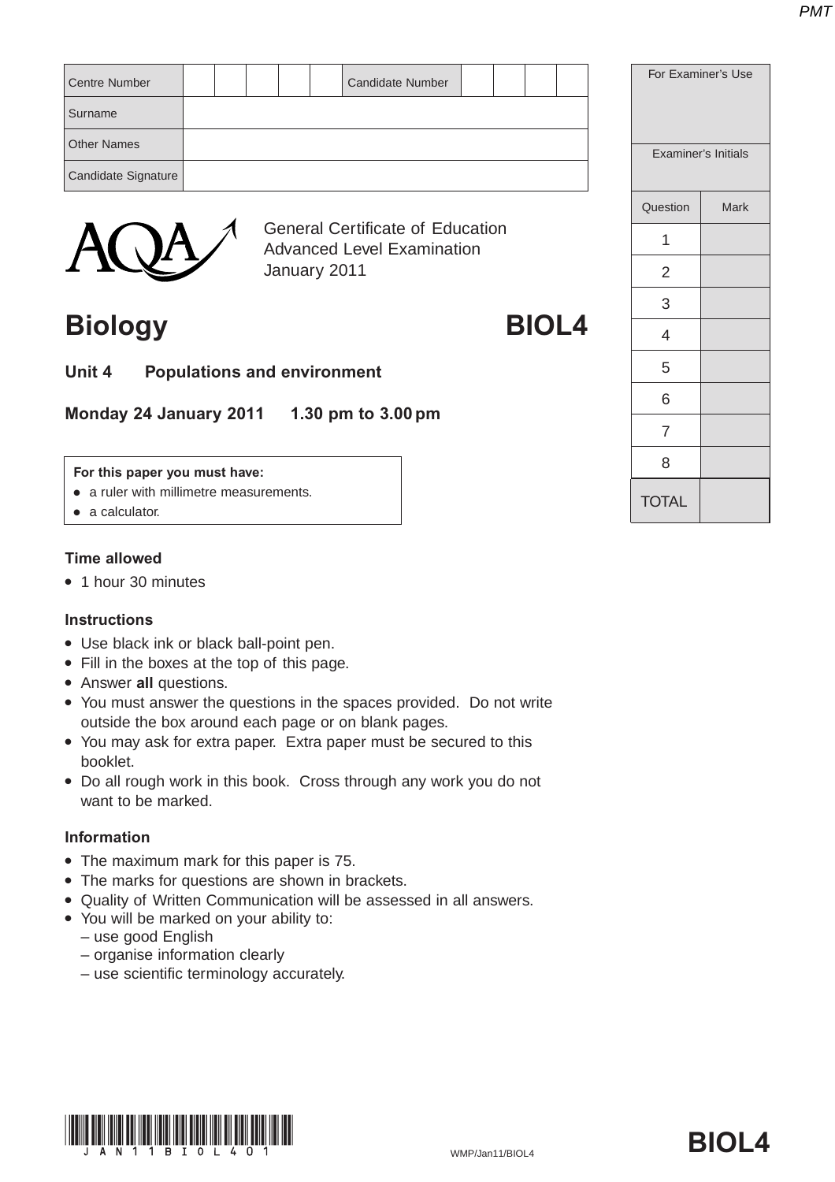| Centre Number | | | | | | Candidate Number | | | | |
|---|---|---|---|---|---|---|---|---|---|---|
| Surname | | | | | | | | | | |
| Other Names | | | | | | | | | | |
| Candidate Signature | | | | | | | | | | |

| For Examiner's Use | |
|---|---|
| Examiner's Initials | |
| Question | Mark |
| 1 | |
| 2 | |
| 3 | |
| 4 | |
| 5 | |
| 6 | |
| 7 | |
| 8 | |
| TOTAL | |

AQA

General Certificate of Education
Advanced Level Examination
January 2011

# Biology BIOL4

## Unit 4 Populations and environment

**Monday 24 January 2011 1.30 pm to 3.00 pm**

**For this paper you must have:**
- a ruler with millimetre measurements.
- a calculator.

### Time allowed
- 1 hour 30 minutes

### Instructions
- Use black ink or black ball-point pen.
- Fill in the boxes at the top of this page.
- Answer **all** questions.
- You must answer the questions in the spaces provided. Do not write outside the box around each page or on blank pages.
- You may ask for extra paper. Extra paper must be secured to this booklet.
- Do all rough work in this book. Cross through any work you do not want to be marked.

### Information
- The maximum mark for this paper is 75.
- The marks for questions are shown in brackets.
- Quality of Written Communication will be assessed in all answers.
- You will be marked on your ability to:
  – use good English
  – organise information clearly
  – use scientific terminology accurately.

JAN11BIOL401

WMP/Jan11/BIOL4

**BIOL4**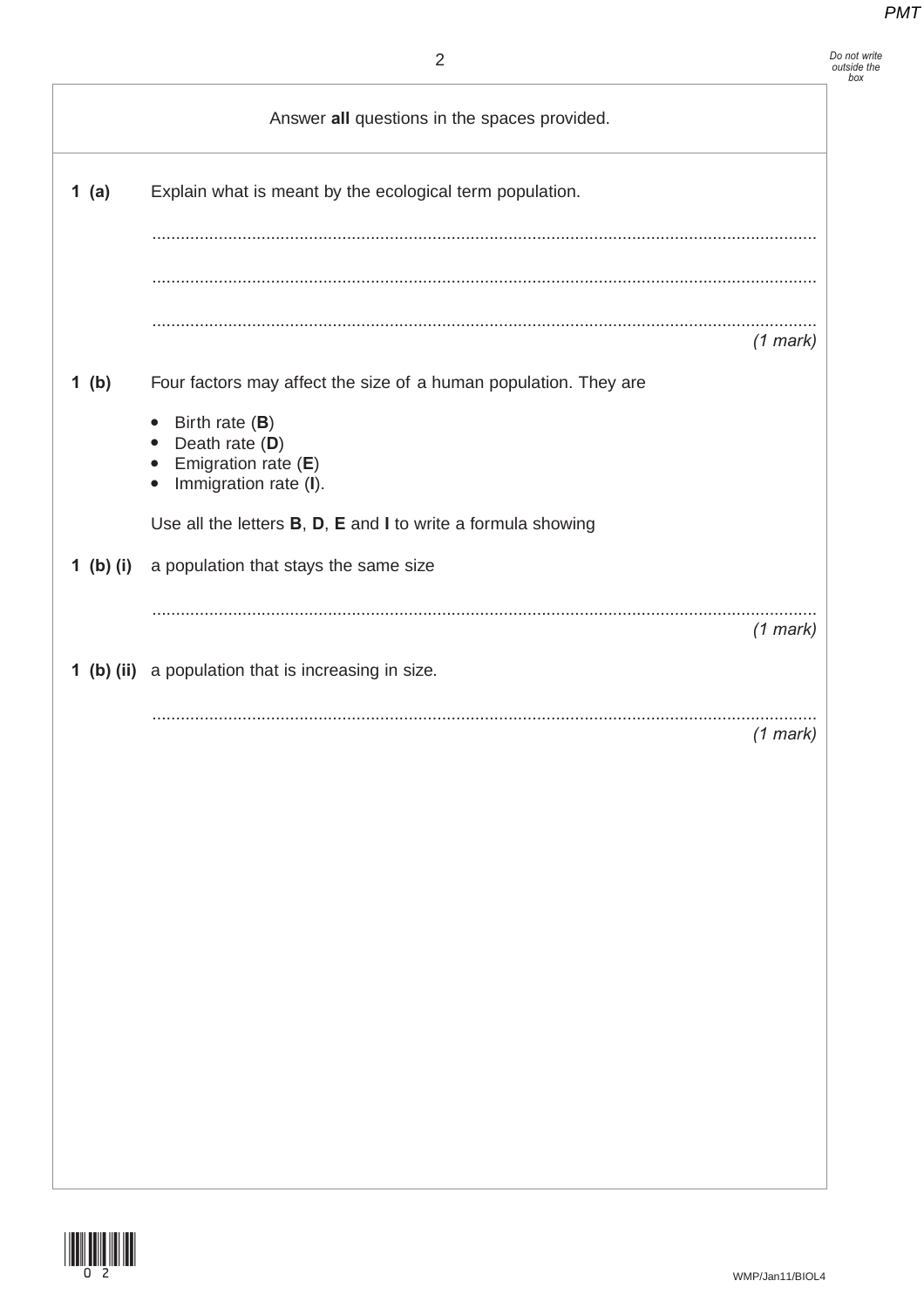Answer **all** questions in the spaces provided.

**1 (a)** Explain what is meant by the ecological term population.

.............................................................................................................................................

.............................................................................................................................................

.............................................................................................................................................

*(1 mark)*

**1 (b)** Four factors may affect the size of a human population. They are

- Birth rate (**B**)
- Death rate (**D**)
- Emigration rate (**E**)
- Immigration rate (**I**).

Use all the letters **B**, **D**, **E** and **I** to write a formula showing

**1 (b) (i)** a population that stays the same size

.............................................................................................................................................

*(1 mark)*

**1 (b) (ii)** a population that is increasing in size.

.............................................................................................................................................

*(1 mark)*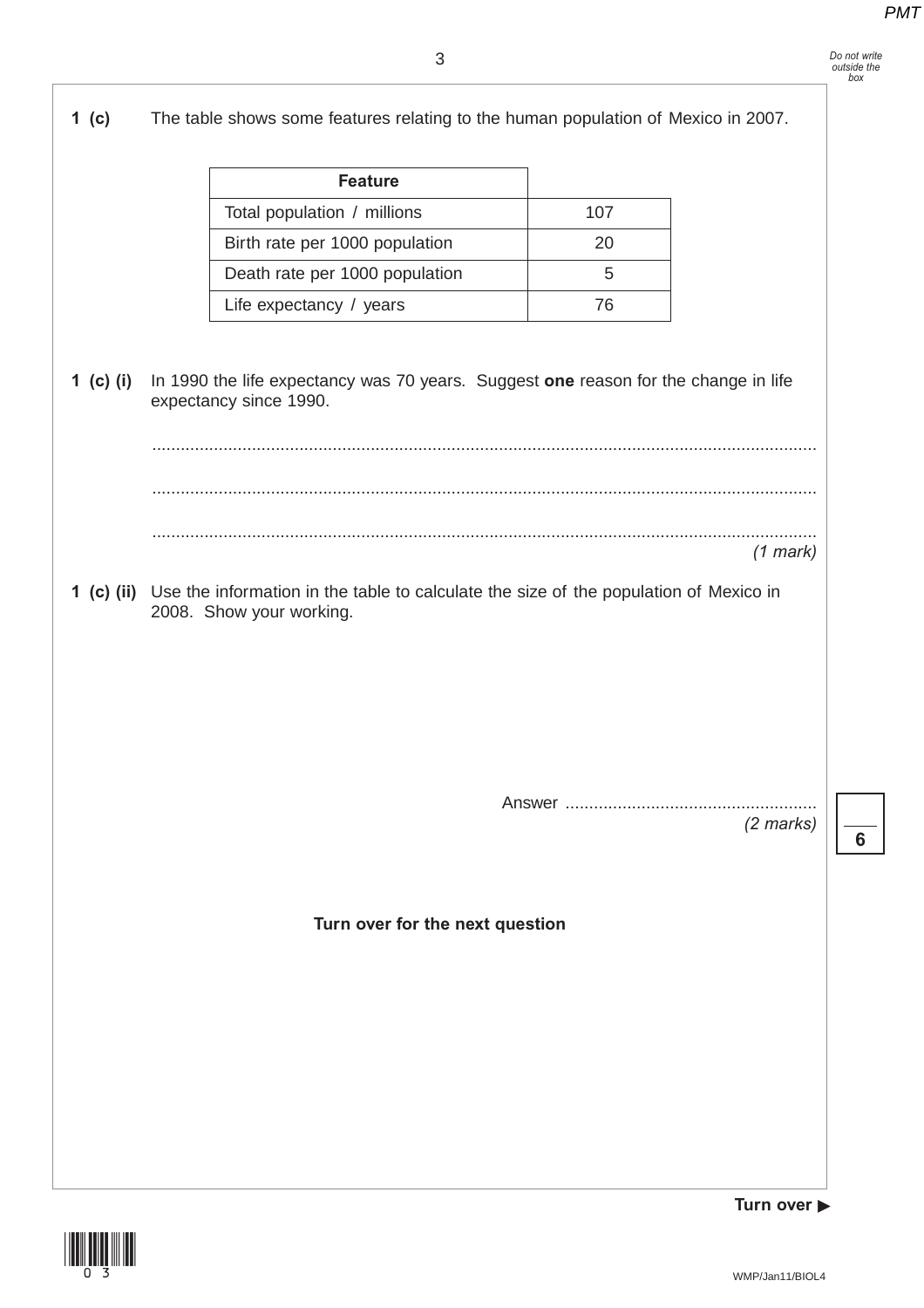**1 (c)** The table shows some features relating to the human population of Mexico in 2007.

| Feature | |
|---|---|
| Total population / millions | 107 |
| Birth rate per 1000 population | 20 |
| Death rate per 1000 population | 5 |
| Life expectancy / years | 76 |

**1 (c) (i)** In 1990 the life expectancy was 70 years. Suggest **one** reason for the change in life expectancy since 1990.

..........................................................................................................................................

..........................................................................................................................................

..........................................................................................................................................
*(1 mark)*

**1 (c) (ii)** Use the information in the table to calculate the size of the population of Mexico in 2008. Show your working.

Answer ....................................................
*(2 marks)*

**Turn over for the next question**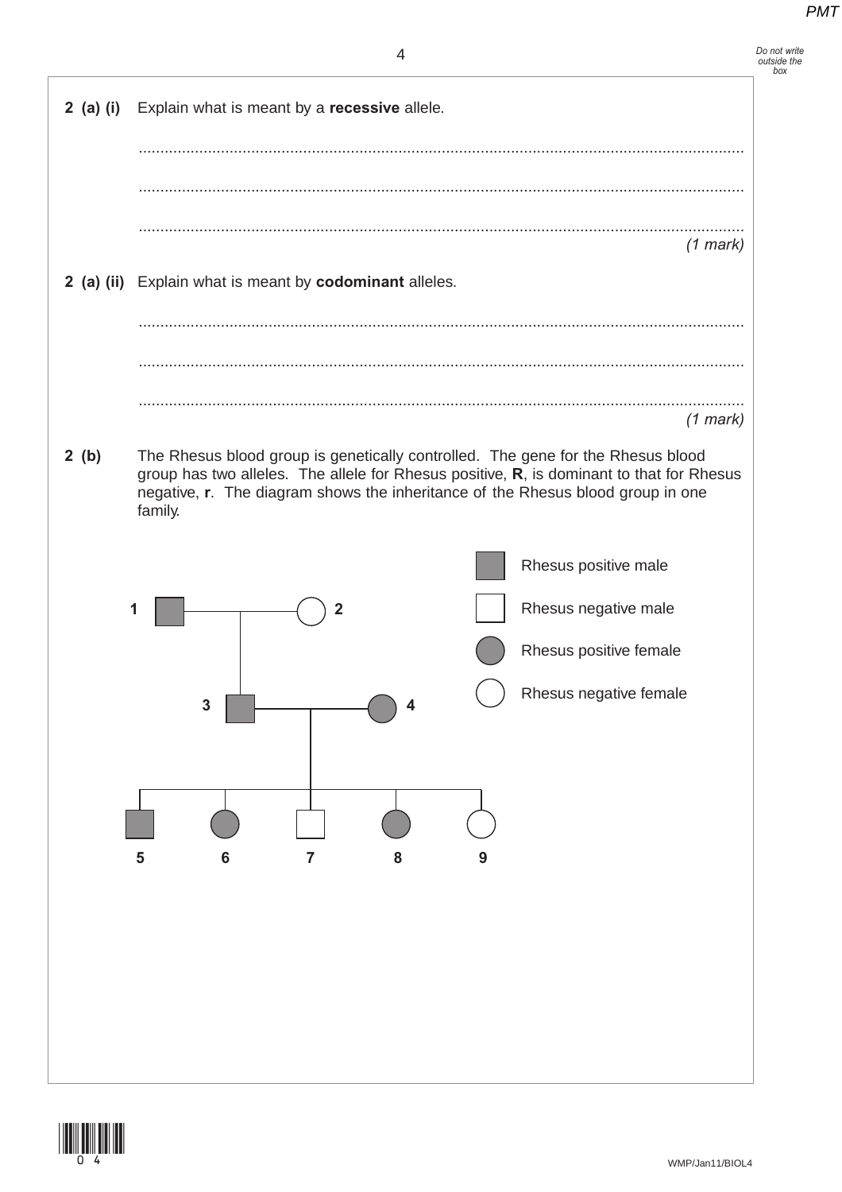**2 (a) (i)** Explain what is meant by a **recessive** allele.

............................................................................................................................................

............................................................................................................................................

............................................................................................................................................

*(1 mark)*

**2 (a) (ii)** Explain what is meant by **codominant** alleles.

............................................................................................................................................

............................................................................................................................................

............................................................................................................................................

*(1 mark)*

**2 (b)** The Rhesus blood group is genetically controlled. The gene for the Rhesus blood group has two alleles. The allele for Rhesus positive, **R**, is dominant to that for Rhesus negative, **r**. The diagram shows the inheritance of the Rhesus blood group in one family.

Key:
- Shaded square – Rhesus positive male
- Unshaded square – Rhesus negative male
- Shaded circle – Rhesus positive female
- Unshaded circle – Rhesus negative female

Generation 1: **1** (Rhesus positive male) × **2** (Rhesus negative female)

Generation 2: **3** (Rhesus positive male, child of 1 and 2) × **4** (Rhesus positive female)

Generation 3 (children of 3 and 4): **5** (Rhesus positive male), **6** (Rhesus positive female), **7** (Rhesus negative male), **8** (Rhesus positive female), **9** (Rhesus negative female)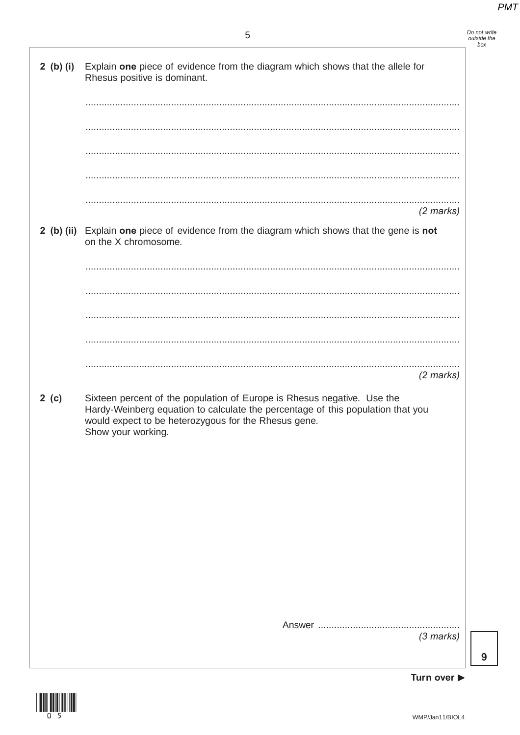**2 (b) (i)** Explain **one** piece of evidence from the diagram which shows that the allele for Rhesus positive is dominant.

.............................................................................................................................................

.............................................................................................................................................

.............................................................................................................................................

.............................................................................................................................................

.............................................................................................................................................

*(2 marks)*

**2 (b) (ii)** Explain **one** piece of evidence from the diagram which shows that the gene is **not** on the X chromosome.

.............................................................................................................................................

.............................................................................................................................................

.............................................................................................................................................

.............................................................................................................................................

.............................................................................................................................................

*(2 marks)*

**2 (c)** Sixteen percent of the population of Europe is Rhesus negative. Use the Hardy-Weinberg equation to calculate the percentage of this population that you would expect to be heterozygous for the Rhesus gene.
Show your working.

Answer ....................................................

*(3 marks)*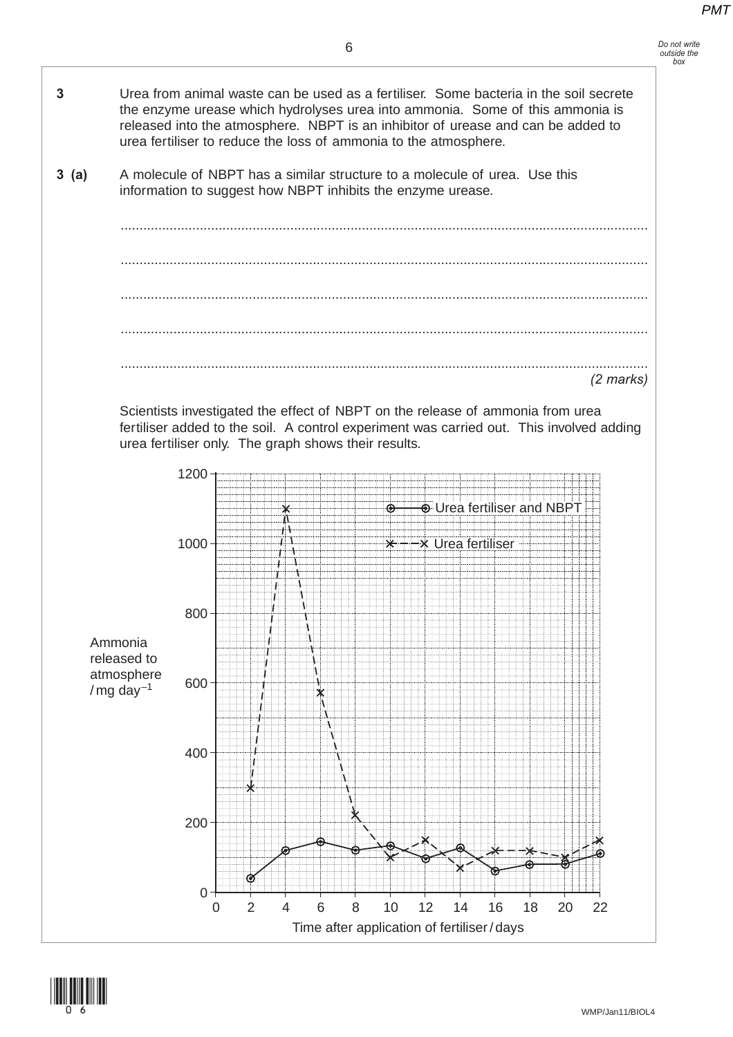**3** Urea from animal waste can be used as a fertiliser. Some bacteria in the soil secrete the enzyme urease which hydrolyses urea into ammonia. Some of this ammonia is released into the atmosphere. NBPT is an inhibitor of urease and can be added to urea fertiliser to reduce the loss of ammonia to the atmosphere.

**3 (a)** A molecule of NBPT has a similar structure to a molecule of urea. Use this information to suggest how NBPT inhibits the enzyme urease.

.............................................................................................................................................

.............................................................................................................................................

.............................................................................................................................................

.............................................................................................................................................

.............................................................................................................................................

*(2 marks)*

Scientists investigated the effect of NBPT on the release of ammonia from urea fertiliser added to the soil. A control experiment was carried out. This involved adding urea fertiliser only. The graph shows their results.

[Graph: Ammonia released to atmosphere / mg day$^{-1}$ (0–1200) plotted against Time after application of fertiliser / days (0–22). Key: ⊙—⊙ Urea fertiliser and NBPT; ×– –× Urea fertiliser]

| Time after application of fertiliser / days | 2 | 4 | 6 | 8 | 10 | 12 | 14 | 16 | 18 | 20 | 22 |
|---|---|---|---|---|---|---|---|---|---|---|---|
| Urea fertiliser and NBPT | 40 | 120 | 145 | 120 | 133 | 97 | 127 | 60 | 80 | 80 | 110 |
| Urea fertiliser | 300 | 1100 | 570 | 220 | 100 | 150 | 70 | 120 | 120 | 100 | 150 |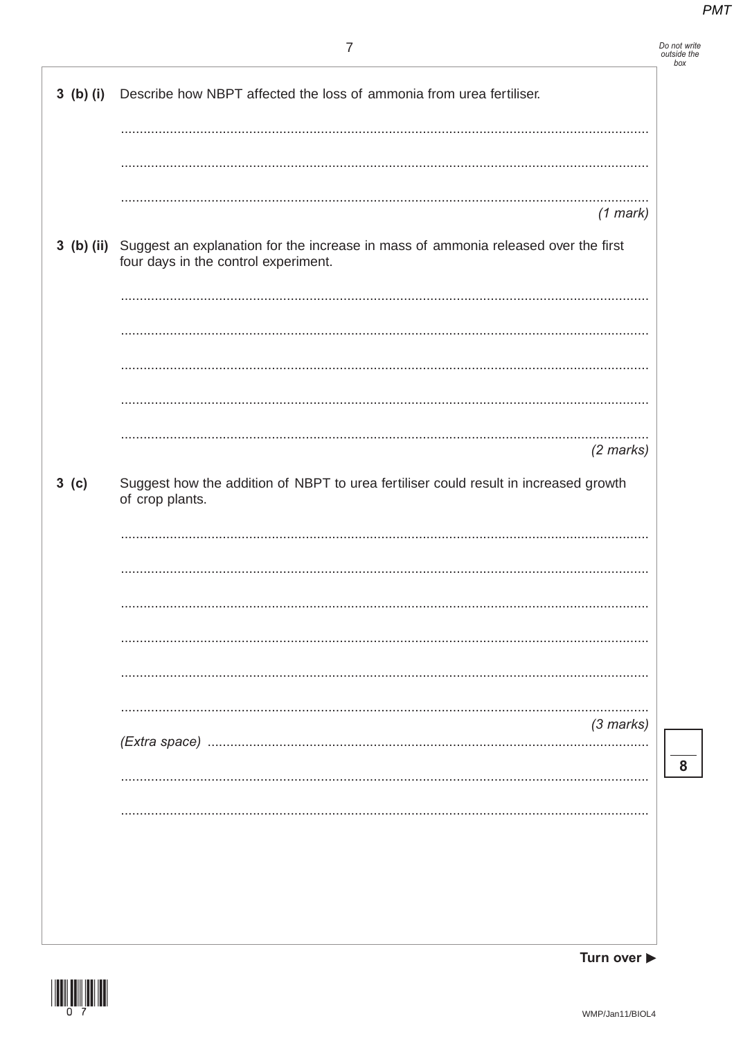**3 (b) (i)** Describe how NBPT affected the loss of ammonia from urea fertiliser.

..........................................................................................................................................

..........................................................................................................................................

..........................................................................................................................................
*(1 mark)*

**3 (b) (ii)** Suggest an explanation for the increase in mass of ammonia released over the first four days in the control experiment.

..........................................................................................................................................

..........................................................................................................................................

..........................................................................................................................................

..........................................................................................................................................

..........................................................................................................................................
*(2 marks)*

**3 (c)** Suggest how the addition of NBPT to urea fertiliser could result in increased growth of crop plants.

..........................................................................................................................................

..........................................................................................................................................

..........................................................................................................................................

..........................................................................................................................................

..........................................................................................................................................

..........................................................................................................................................
*(3 marks)*

*(Extra space)* ..........................................................................................................................

..........................................................................................................................................

..........................................................................................................................................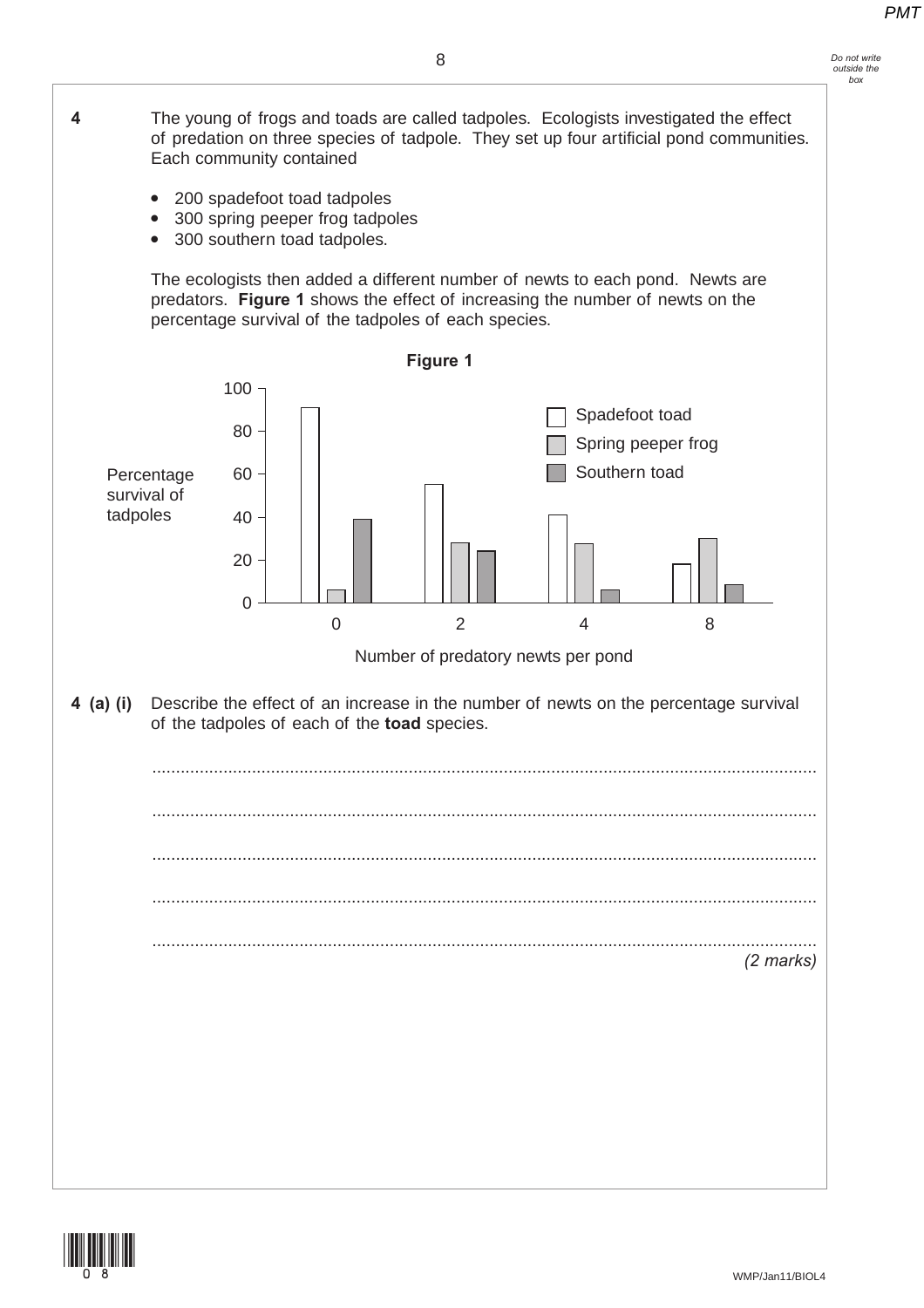**4** The young of frogs and toads are called tadpoles. Ecologists investigated the effect of predation on three species of tadpole. They set up four artificial pond communities. Each community contained

- 200 spadefoot toad tadpoles
- 300 spring peeper frog tadpoles
- 300 southern toad tadpoles.

The ecologists then added a different number of newts to each pond. Newts are predators. **Figure 1** shows the effect of increasing the number of newts on the percentage survival of the tadpoles of each species.

**Figure 1**

Percentage survival of tadpoles (y-axis: 0–100) against Number of predatory newts per pond (x-axis: 0, 2, 4, 8)

Key: Spadefoot toad; Spring peeper frog; Southern toad

**4 (a) (i)** Describe the effect of an increase in the number of newts on the percentage survival of the tadpoles of each of the **toad** species.

.............................................................................................................................................

.............................................................................................................................................

.............................................................................................................................................

.............................................................................................................................................

.............................................................................................................................................

*(2 marks)*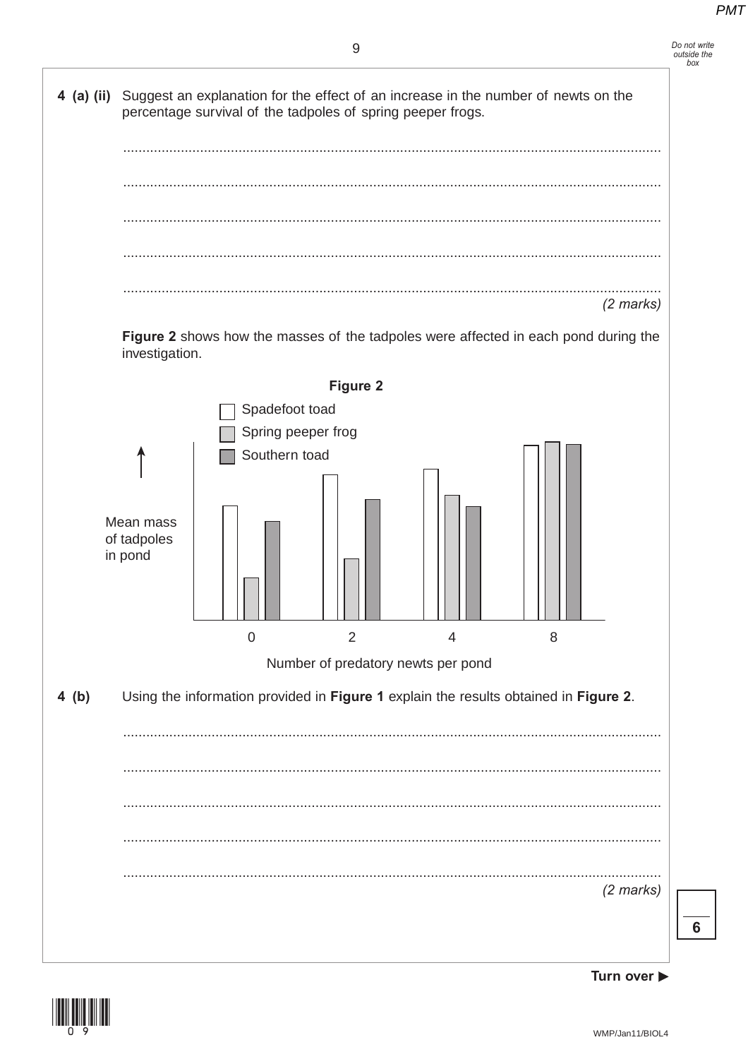**4 (a) (ii)** Suggest an explanation for the effect of an increase in the number of newts on the percentage survival of the tadpoles of spring peeper frogs.

.............................................................................................................................................

.............................................................................................................................................

.............................................................................................................................................

.............................................................................................................................................

.............................................................................................................................................

*(2 marks)*

**Figure 2** shows how the masses of the tadpoles were affected in each pond during the investigation.

**Figure 2**

**4 (b)** Using the information provided in **Figure 1** explain the results obtained in **Figure 2**.

.............................................................................................................................................

.............................................................................................................................................

.............................................................................................................................................

.............................................................................................................................................

.............................................................................................................................................

*(2 marks)*

**6**

**Turn over ▶**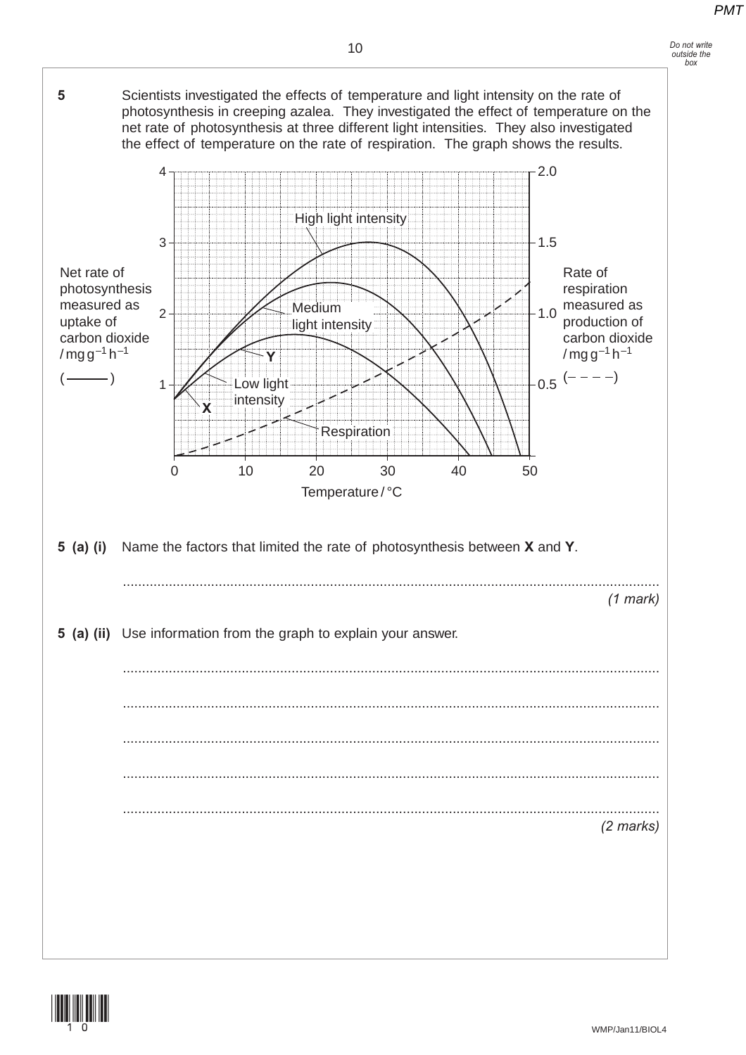**5** Scientists investigated the effects of temperature and light intensity on the rate of photosynthesis in creeping azalea. They investigated the effect of temperature on the net rate of photosynthesis at three different light intensities. They also investigated the effect of temperature on the rate of respiration. The graph shows the results.

**5 (a) (i)** Name the factors that limited the rate of photosynthesis between **X** and **Y**.

.......................................................................................................................................

*(1 mark)*

**5 (a) (ii)** Use information from the graph to explain your answer.

.......................................................................................................................................

.......................................................................................................................................

.......................................................................................................................................

.......................................................................................................................................

.......................................................................................................................................

*(2 marks)*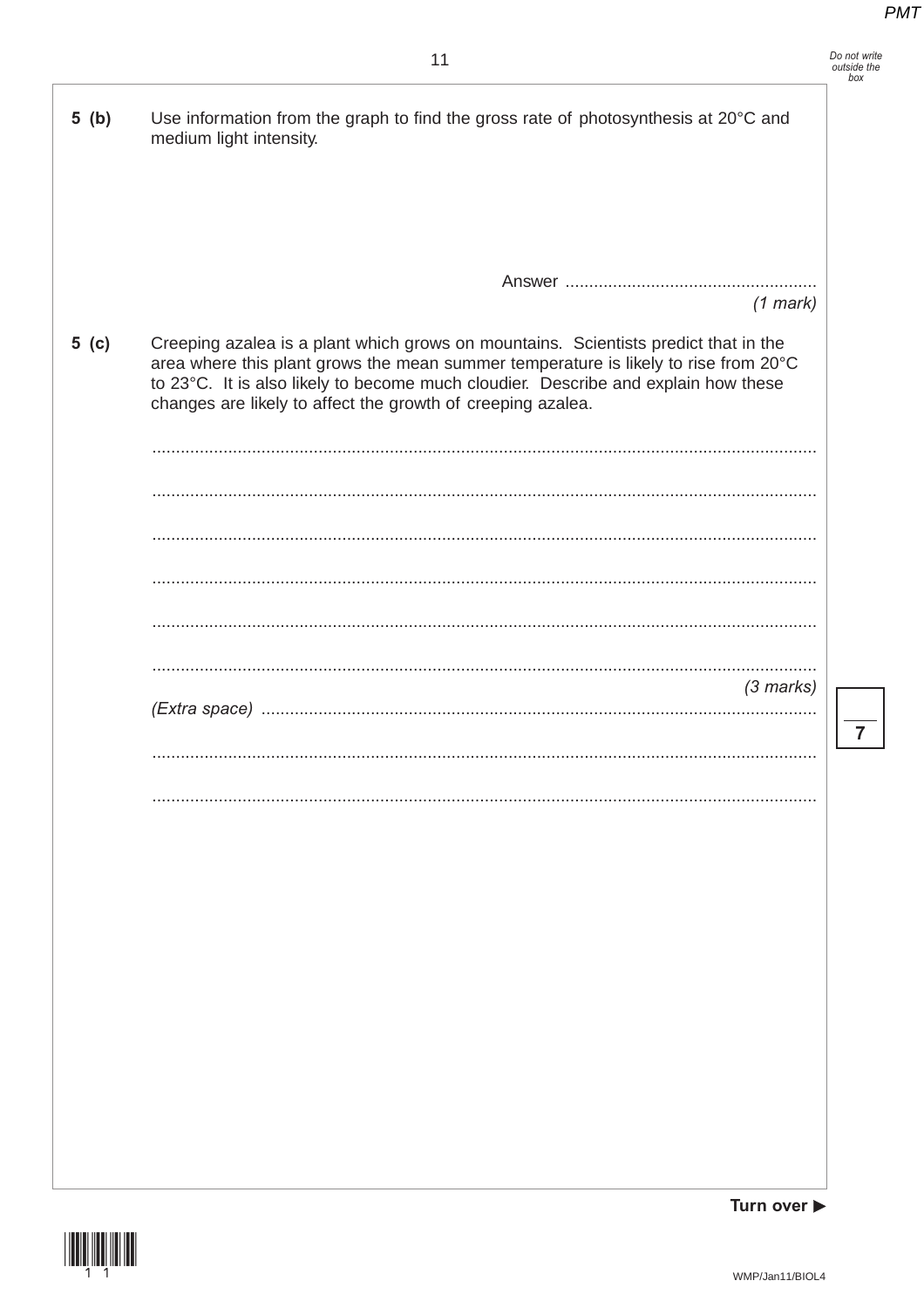**5 (b)** Use information from the graph to find the gross rate of photosynthesis at 20°C and medium light intensity.

Answer ....................................................

*(1 mark)*

**5 (c)** Creeping azalea is a plant which grows on mountains. Scientists predict that in the area where this plant grows the mean summer temperature is likely to rise from 20°C to 23°C. It is also likely to become much cloudier. Describe and explain how these changes are likely to affect the growth of creeping azalea.

..........................................................................................................................................

..........................................................................................................................................

..........................................................................................................................................

..........................................................................................................................................

..........................................................................................................................................

..........................................................................................................................................

*(3 marks)*

*(Extra space)* ....................................................................................................................

..........................................................................................................................................

..........................................................................................................................................

**7**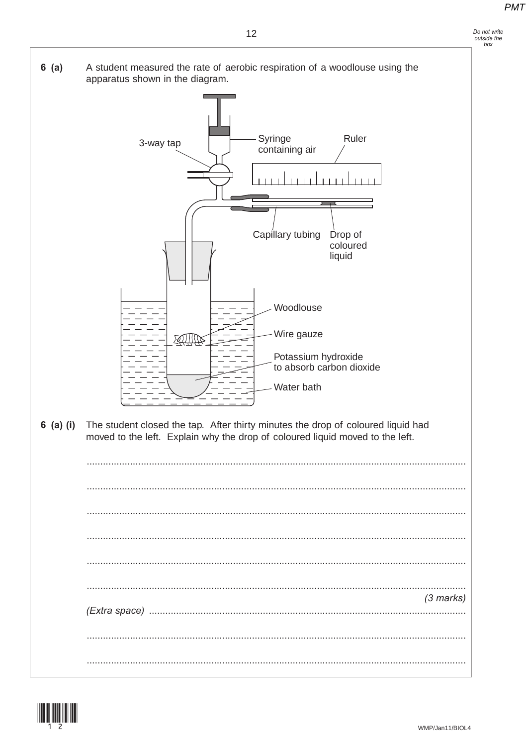**6 (a)** A student measured the rate of aerobic respiration of a woodlouse using the apparatus shown in the diagram.

3-way tap

Syringe containing air

Ruler

Capillary tubing

Drop of coloured liquid

Woodlouse

Wire gauze

Potassium hydroxide to absorb carbon dioxide

Water bath

**6 (a) (i)** The student closed the tap. After thirty minutes the drop of coloured liquid had moved to the left. Explain why the drop of coloured liquid moved to the left.

.......................................................................................................................................

.......................................................................................................................................

.......................................................................................................................................

.......................................................................................................................................

.......................................................................................................................................

.......................................................................................................................................

*(3 marks)*

*(Extra space)* .......................................................................................................................

.......................................................................................................................................

.......................................................................................................................................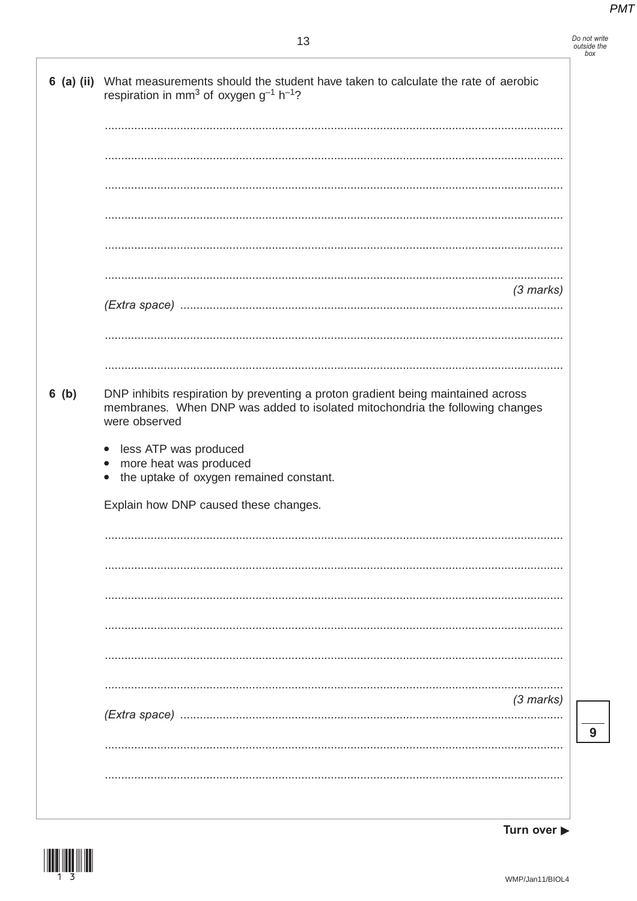**6 (a) (ii)** What measurements should the student have taken to calculate the rate of aerobic respiration in $mm^3$ of oxygen $g^{-1}$ $h^{-1}$?

.......................................................................................................................................

.......................................................................................................................................

.......................................................................................................................................

.......................................................................................................................................

.......................................................................................................................................

.......................................................................................................................................

*(3 marks)*

*(Extra space)* .......................................................................................................................................

.......................................................................................................................................

.......................................................................................................................................

**6 (b)** DNP inhibits respiration by preventing a proton gradient being maintained across membranes. When DNP was added to isolated mitochondria the following changes were observed

- less ATP was produced
- more heat was produced
- the uptake of oxygen remained constant.

Explain how DNP caused these changes.

.......................................................................................................................................

.......................................................................................................................................

.......................................................................................................................................

.......................................................................................................................................

.......................................................................................................................................

.......................................................................................................................................

*(3 marks)*

*(Extra space)* .......................................................................................................................................

.......................................................................................................................................

.......................................................................................................................................

**Turn over ▶**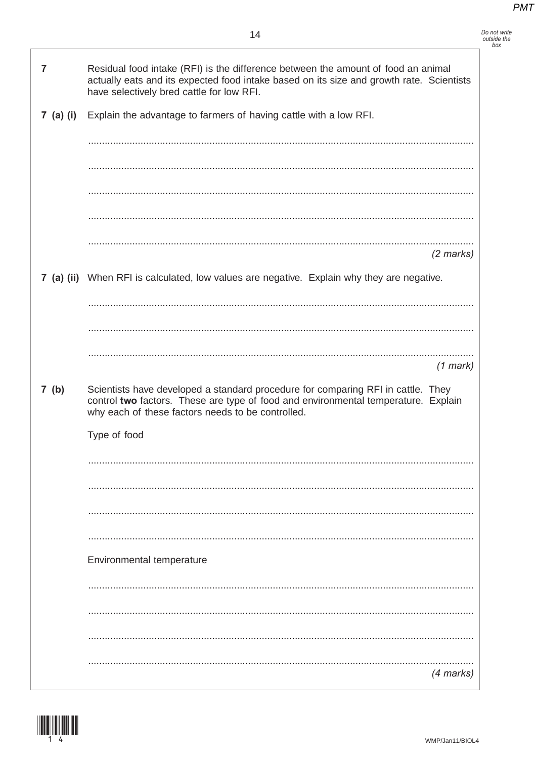**7** Residual food intake (RFI) is the difference between the amount of food an animal actually eats and its expected food intake based on its size and growth rate. Scientists have selectively bred cattle for low RFI.

**7 (a) (i)** Explain the advantage to farmers of having cattle with a low RFI.

...........................................................................................................................................

...........................................................................................................................................

...........................................................................................................................................

...........................................................................................................................................

...........................................................................................................................................

*(2 marks)*

**7 (a) (ii)** When RFI is calculated, low values are negative. Explain why they are negative.

...........................................................................................................................................

...........................................................................................................................................

...........................................................................................................................................

*(1 mark)*

**7 (b)** Scientists have developed a standard procedure for comparing RFI in cattle. They control **two** factors. These are type of food and environmental temperature. Explain why each of these factors needs to be controlled.

Type of food

...........................................................................................................................................

...........................................................................................................................................

...........................................................................................................................................

...........................................................................................................................................

Environmental temperature

...........................................................................................................................................

...........................................................................................................................................

...........................................................................................................................................

...........................................................................................................................................

*(4 marks)*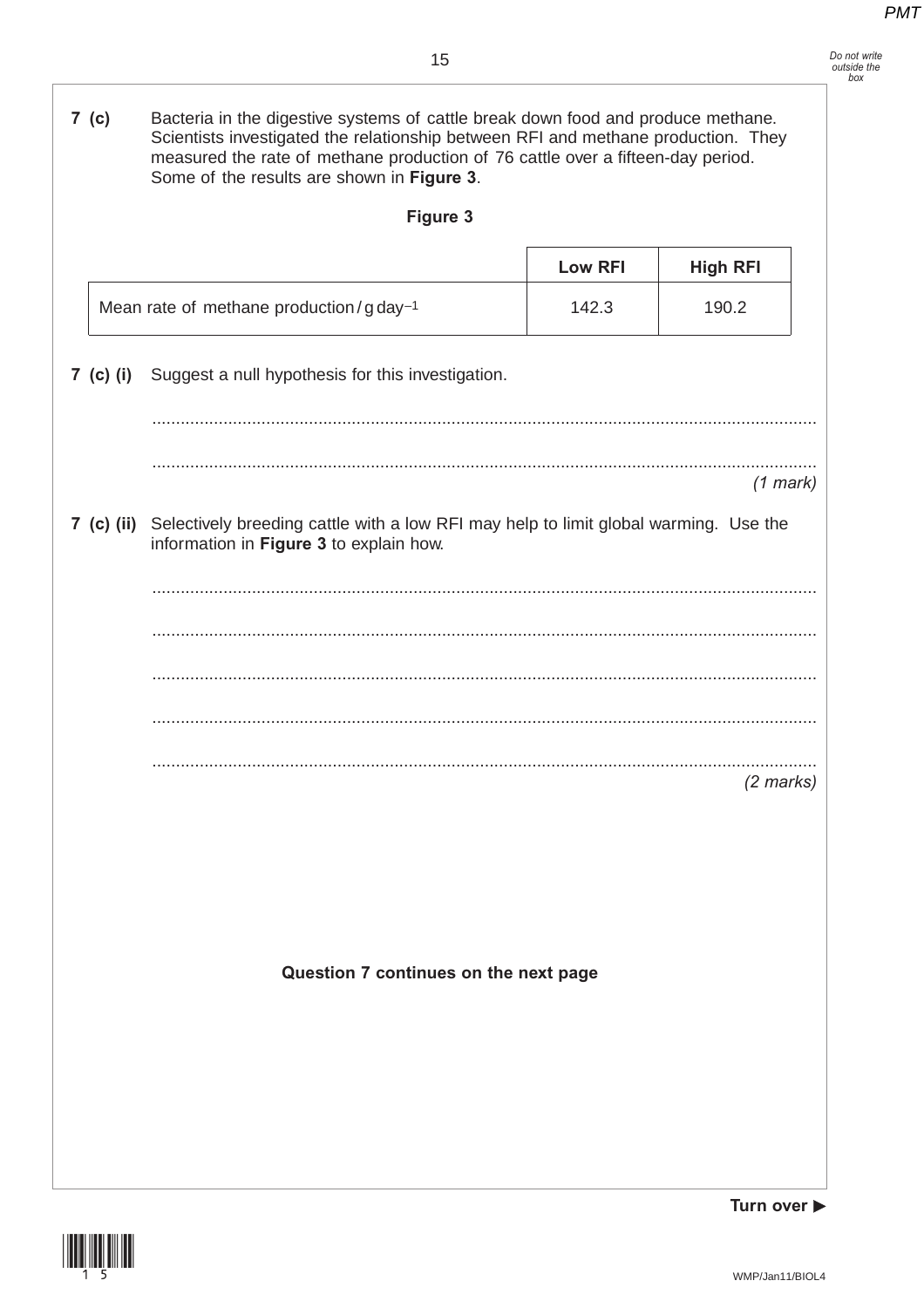**7 (c)** Bacteria in the digestive systems of cattle break down food and produce methane. Scientists investigated the relationship between RFI and methane production. They measured the rate of methane production of 76 cattle over a fifteen-day period. Some of the results are shown in **Figure 3**.

**Figure 3**

| | Low RFI | High RFI |
|---|---|---|
| Mean rate of methane production / g day$^{-1}$ | 142.3 | 190.2 |

**7 (c) (i)** Suggest a null hypothesis for this investigation.

..........................................................................................................................................

..........................................................................................................................................

*(1 mark)*

**7 (c) (ii)** Selectively breeding cattle with a low RFI may help to limit global warming. Use the information in **Figure 3** to explain how.

..........................................................................................................................................

..........................................................................................................................................

..........................................................................................................................................

..........................................................................................................................................

..........................................................................................................................................

*(2 marks)*

**Question 7 continues on the next page**

Turn over ▶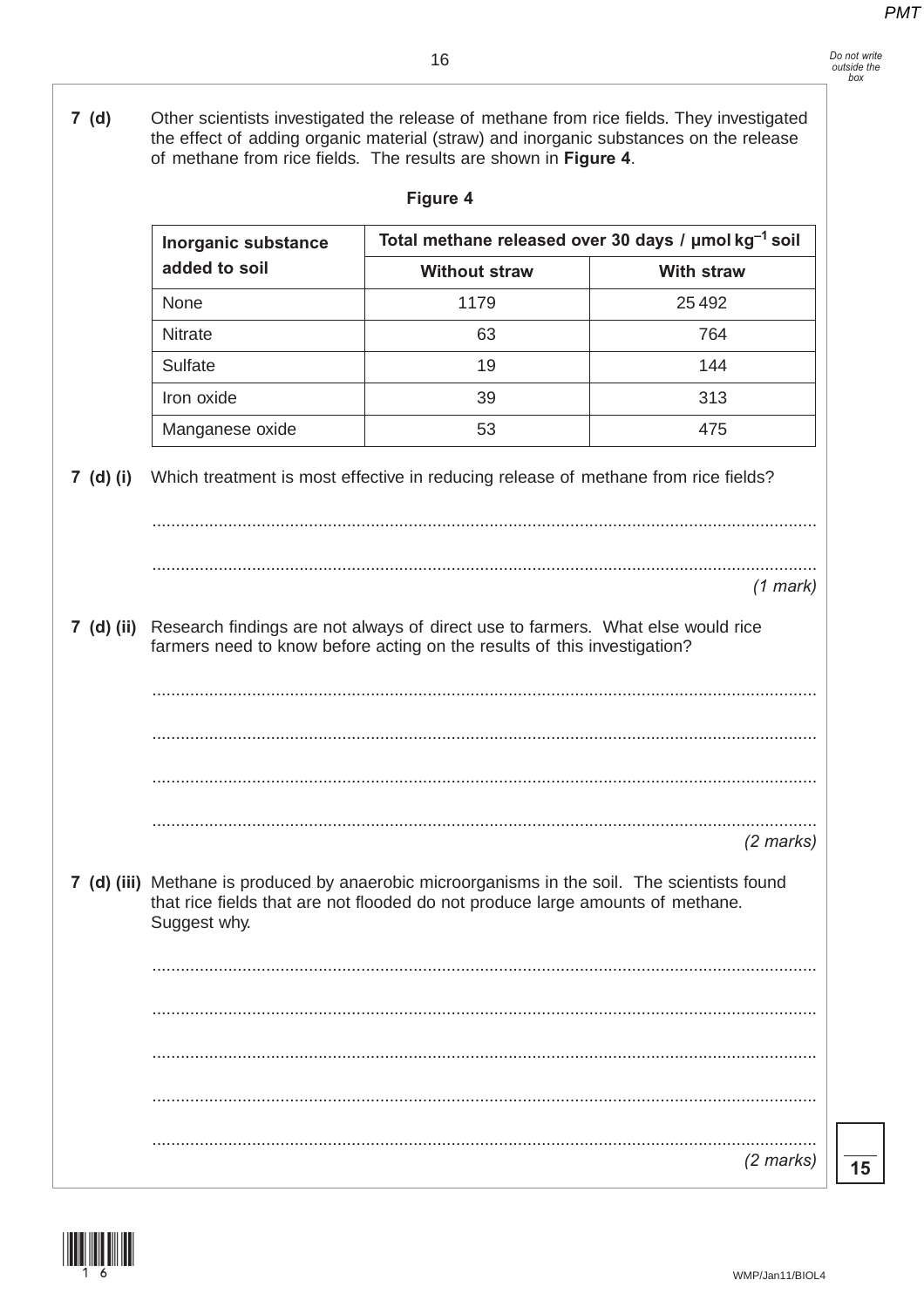**7 (d)** Other scientists investigated the release of methane from rice fields. They investigated the effect of adding organic material (straw) and inorganic substances on the release of methane from rice fields. The results are shown in **Figure 4**.

**Figure 4**

| Inorganic substance added to soil | Total methane released over 30 days / μmol kg$^{-1}$ soil | |
|---|---|---|
| | **Without straw** | **With straw** |
| None | 1179 | 25 492 |
| Nitrate | 63 | 764 |
| Sulfate | 19 | 144 |
| Iron oxide | 39 | 313 |
| Manganese oxide | 53 | 475 |

**7 (d) (i)** Which treatment is most effective in reducing release of methane from rice fields?

..........................................................................................................................................

..........................................................................................................................................

*(1 mark)*

**7 (d) (ii)** Research findings are not always of direct use to farmers. What else would rice farmers need to know before acting on the results of this investigation?

..........................................................................................................................................

..........................................................................................................................................

..........................................................................................................................................

..........................................................................................................................................

*(2 marks)*

**7 (d) (iii)** Methane is produced by anaerobic microorganisms in the soil. The scientists found that rice fields that are not flooded do not produce large amounts of methane. Suggest why.

..........................................................................................................................................

..........................................................................................................................................

..........................................................................................................................................

..........................................................................................................................................

..........................................................................................................................................

*(2 marks)*

15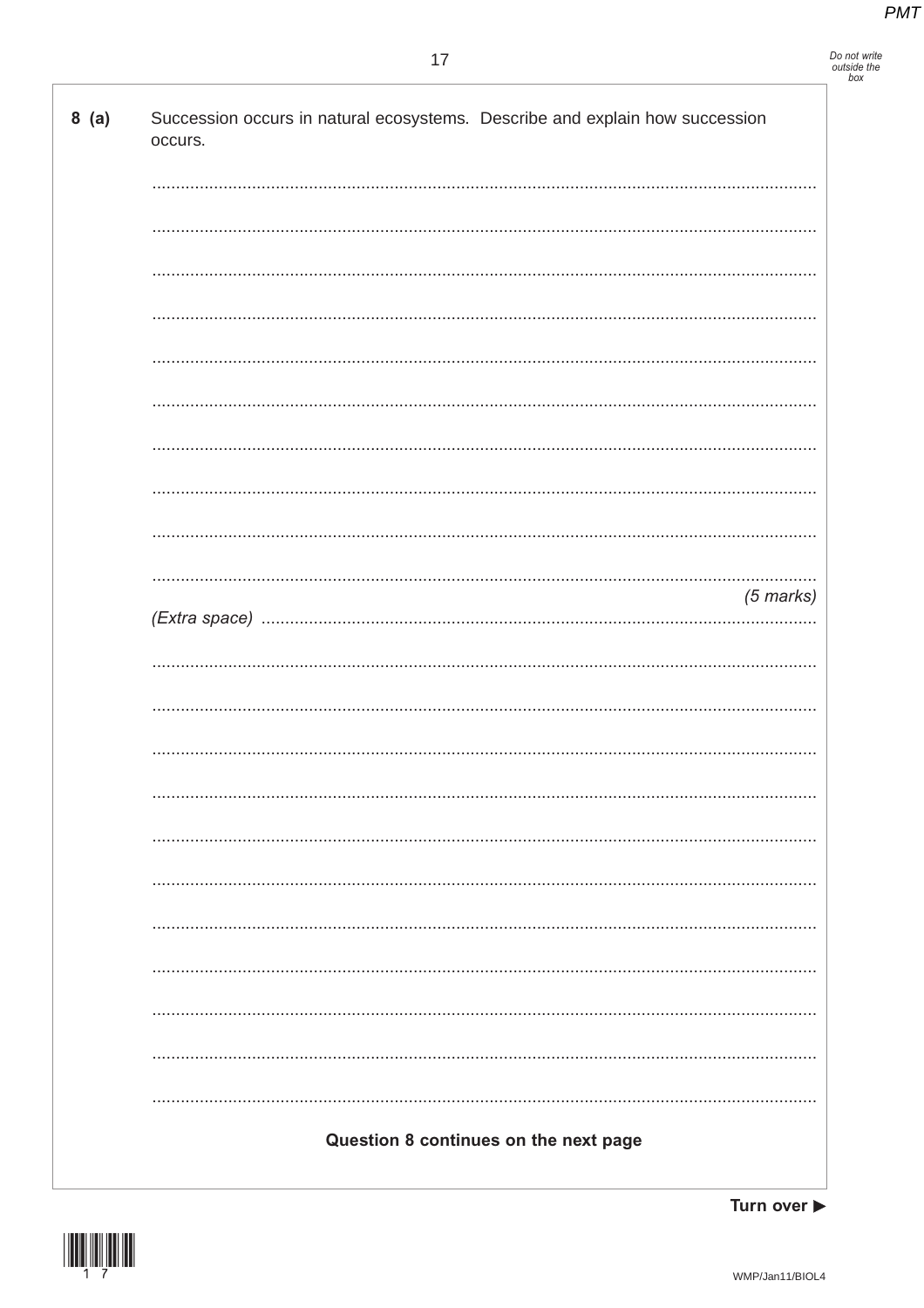**8 (a)** Succession occurs in natural ecosystems. Describe and explain how succession occurs.

.........................................................................................................................................

.........................................................................................................................................

.........................................................................................................................................

.........................................................................................................................................

.........................................................................................................................................

.........................................................................................................................................

.........................................................................................................................................

.........................................................................................................................................

.........................................................................................................................................

.........................................................................................................................................

*(5 marks)*

*(Extra space)* .........................................................................................................................

.........................................................................................................................................

.........................................................................................................................................

.........................................................................................................................................

.........................................................................................................................................

.........................................................................................................................................

.........................................................................................................................................

.........................................................................................................................................

.........................................................................................................................................

.........................................................................................................................................

.........................................................................................................................................

.........................................................................................................................................

**Question 8 continues on the next page**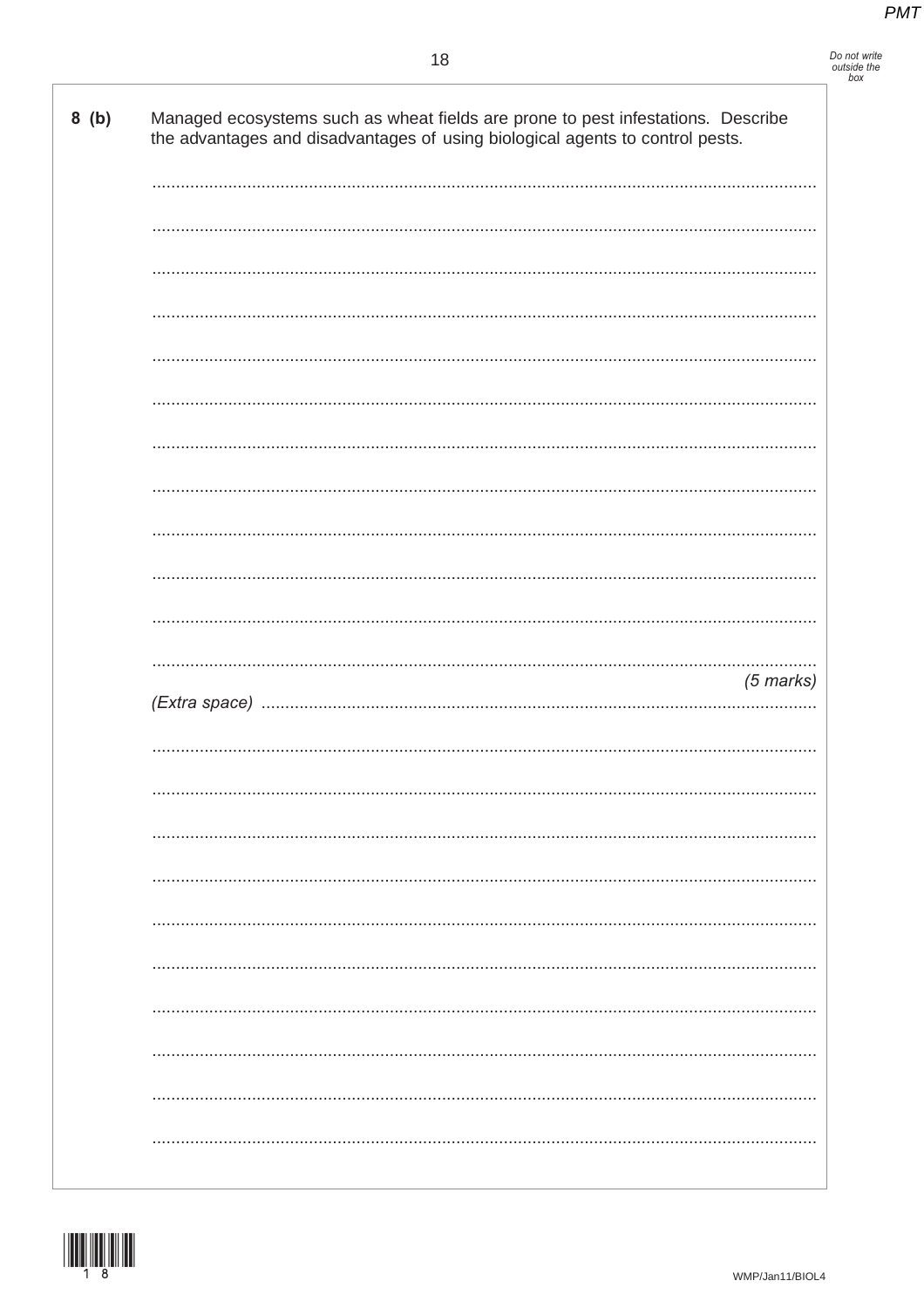**8 (b)** Managed ecosystems such as wheat fields are prone to pest infestations. Describe the advantages and disadvantages of using biological agents to control pests.

............................................................................................................................................

............................................................................................................................................

............................................................................................................................................

............................................................................................................................................

............................................................................................................................................

............................................................................................................................................

............................................................................................................................................

............................................................................................................................................

............................................................................................................................................

............................................................................................................................................

............................................................................................................................................

............................................................................................................................................

*(5 marks)*

*(Extra space)* ..............................................................................................................................

............................................................................................................................................

............................................................................................................................................

............................................................................................................................................

............................................................................................................................................

............................................................................................................................................

............................................................................................................................................

............................................................................................................................................

............................................................................................................................................

............................................................................................................................................

............................................................................................................................................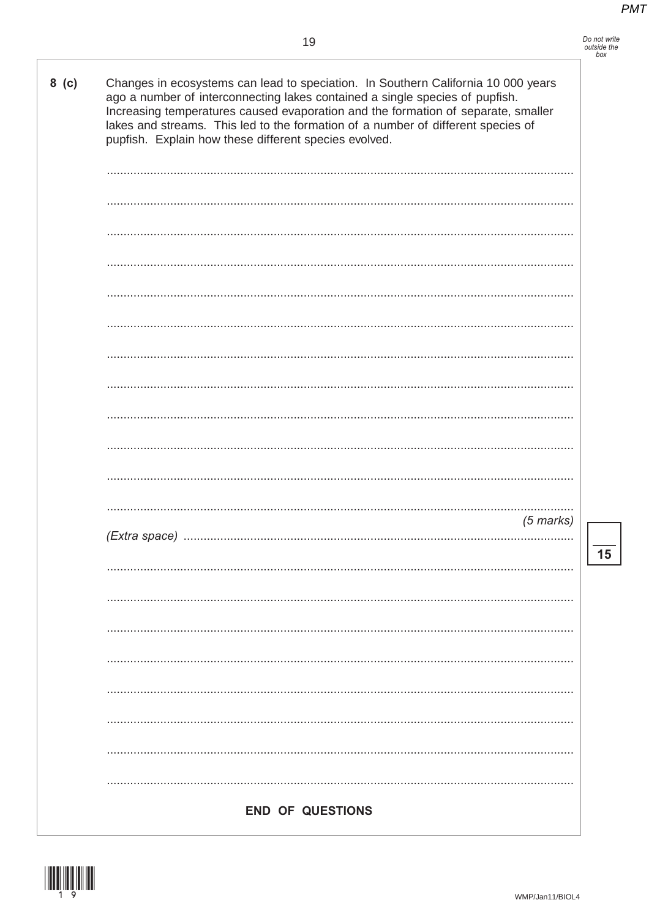**8 (c)** Changes in ecosystems can lead to speciation. In Southern California 10 000 years ago a number of interconnecting lakes contained a single species of pupfish. Increasing temperatures caused evaporation and the formation of separate, smaller lakes and streams. This led to the formation of a number of different species of pupfish. Explain how these different species evolved.

..........................................................................................................................................

..........................................................................................................................................

..........................................................................................................................................

..........................................................................................................................................

..........................................................................................................................................

..........................................................................................................................................

..........................................................................................................................................

..........................................................................................................................................

..........................................................................................................................................

..........................................................................................................................................

..........................................................................................................................................

..........................................................................................................................................

*(5 marks)*

*(Extra space)* ..........................................................................................................................

..........................................................................................................................................

..........................................................................................................................................

..........................................................................................................................................

..........................................................................................................................................

..........................................................................................................................................

..........................................................................................................................................

..........................................................................................................................................

..........................................................................................................................................

**END OF QUESTIONS**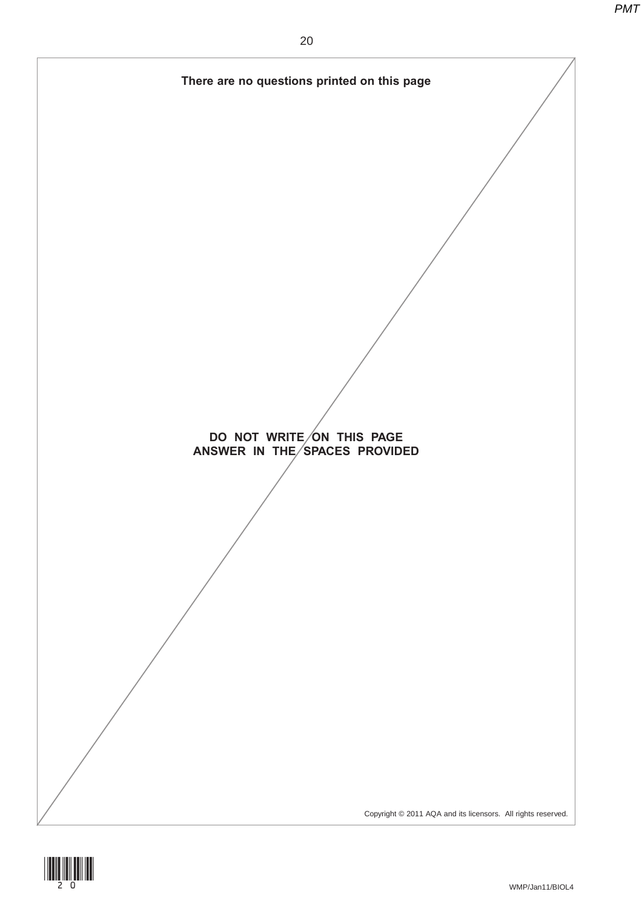**There are no questions printed on this page**

**DO NOT WRITE ON THIS PAGE**
**ANSWER IN THE SPACES PROVIDED**

Copyright © 2011 AQA and its licensors. All rights reserved.